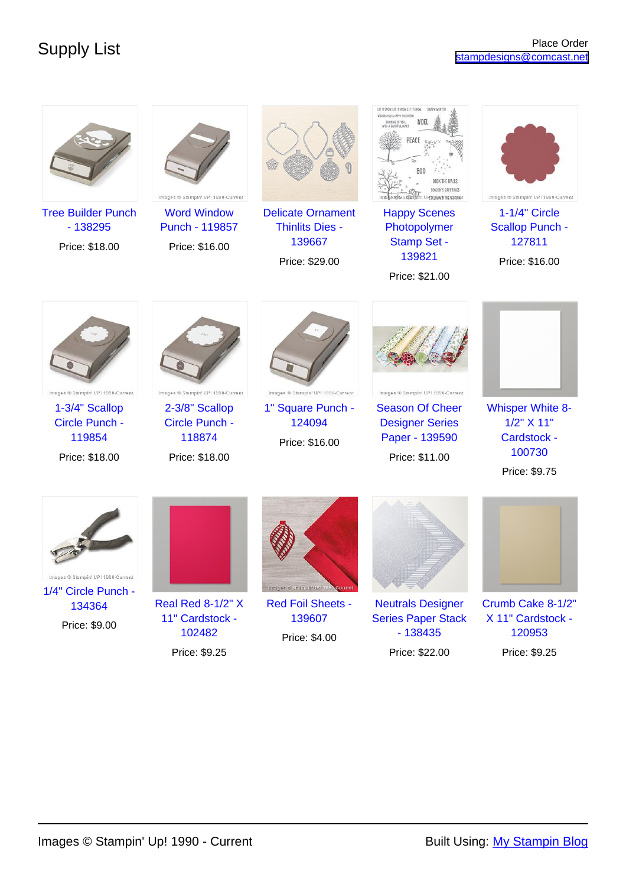# Supply List

Place Order
stampdesigns@comcast.net

| | | | | |
|---|---|---|---|---|
| Tree Builder Punch - 138295<br>Price: $18.00 | Word Window Punch - 119857<br>Price: $16.00 | Delicate Ornament Thinlits Dies - 139667<br>Price: $29.00 | Happy Scenes Photopolymer Stamp Set - 139821<br>Price: $21.00 | 1-1/4" Circle Scallop Punch - 127811<br>Price: $16.00 |
| 1-3/4" Scallop Circle Punch - 119854<br>Price: $18.00 | 2-3/8" Scallop Circle Punch - 118874<br>Price: $18.00 | 1" Square Punch - 124094<br>Price: $16.00 | Season Of Cheer Designer Series Paper - 139590<br>Price: $11.00 | Whisper White 8-1/2" X 11" Cardstock - 100730<br>Price: $9.75 |
| 1/4" Circle Punch - 134364<br>Price: $9.00 | Real Red 8-1/2" X 11" Cardstock - 102482<br>Price: $9.25 | Red Foil Sheets - 139607<br>Price: $4.00 | Neutrals Designer Series Paper Stack - 138435<br>Price: $22.00 | Crumb Cake 8-1/2" X 11" Cardstock - 120953<br>Price: $9.25 |

Images © Stampin' Up! 1990 - Current

Built Using: My Stampin Blog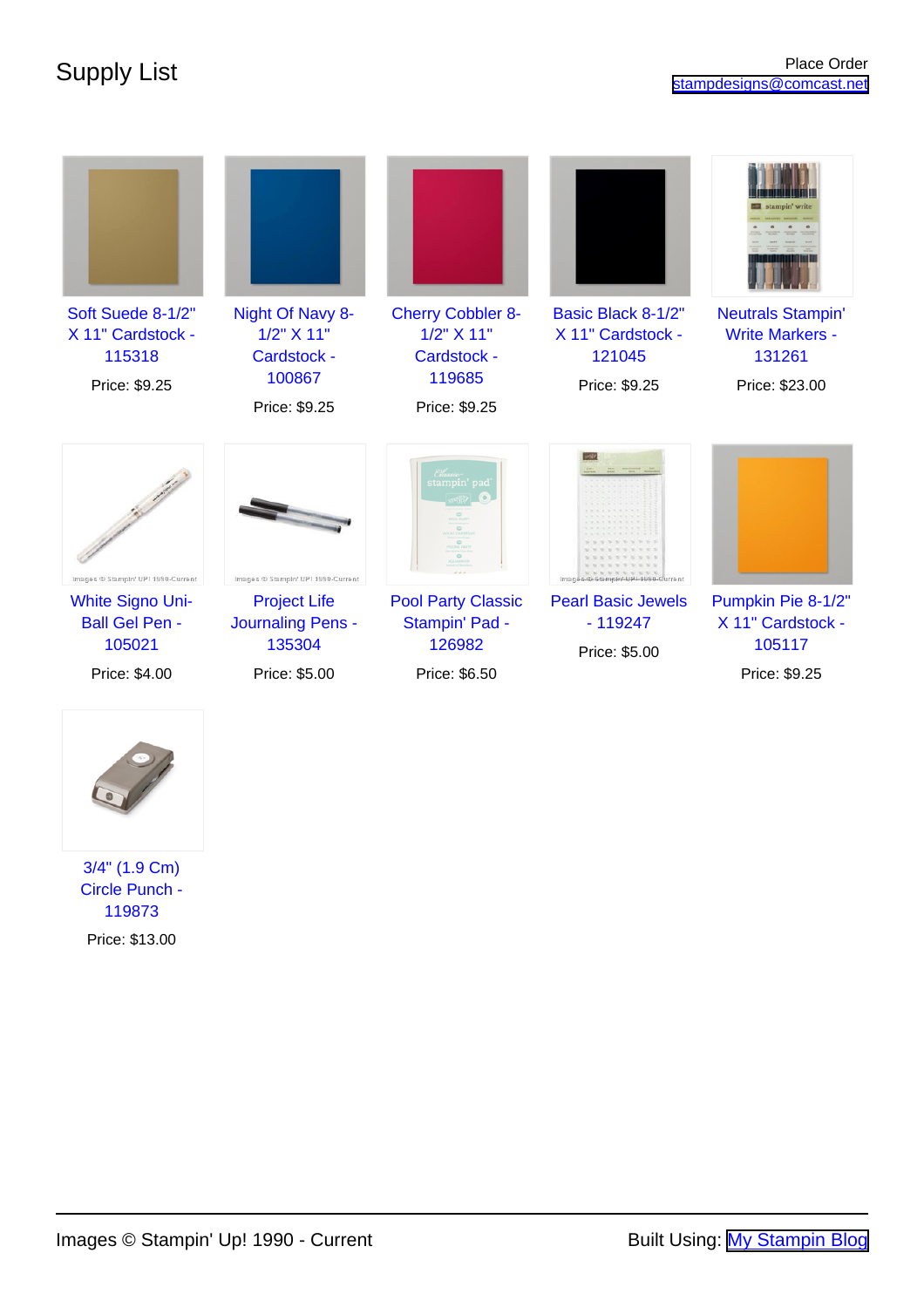# Supply List

Place Order
stampdesigns@comcast.net

Soft Suede 8-1/2" X 11" Cardstock - 115318
Price: $9.25

Night Of Navy 8-1/2" X 11" Cardstock - 100867
Price: $9.25

Cherry Cobbler 8-1/2" X 11" Cardstock - 119685
Price: $9.25

Basic Black 8-1/2" X 11" Cardstock - 121045
Price: $9.25

Neutrals Stampin' Write Markers - 131261
Price: $23.00

White Signo Uni-Ball Gel Pen - 105021
Price: $4.00

Project Life Journaling Pens - 135304
Price: $5.00

Pool Party Classic Stampin' Pad - 126982
Price: $6.50

Pearl Basic Jewels - 119247
Price: $5.00

Pumpkin Pie 8-1/2" X 11" Cardstock - 105117
Price: $9.25

3/4" (1.9 Cm) Circle Punch - 119873
Price: $13.00

Images © Stampin' Up! 1990 - Current

Built Using: My Stampin Blog